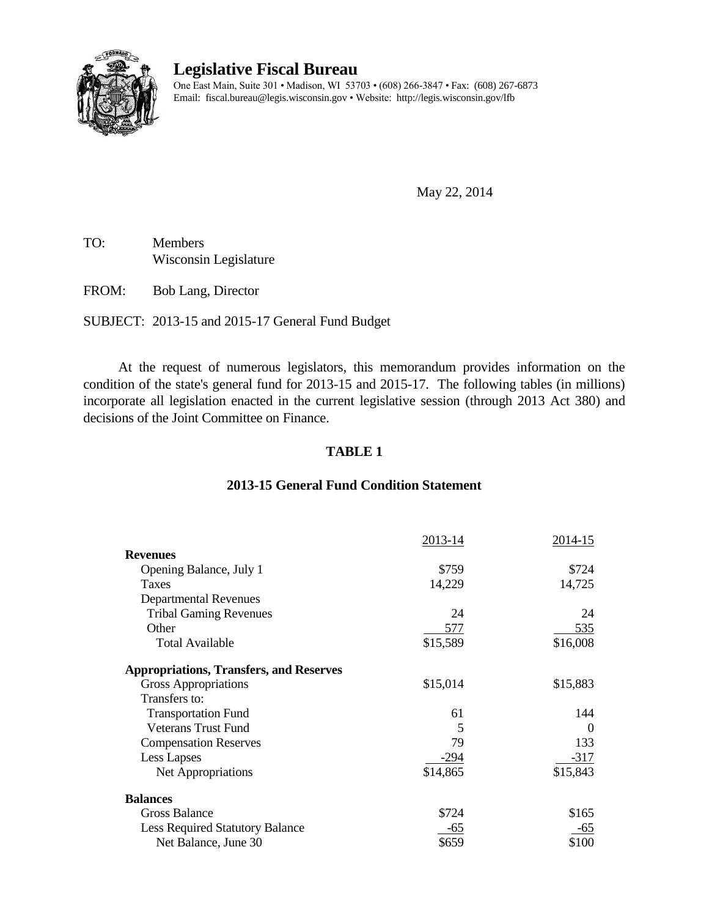# Legislative Fiscal Bureau

One East Main, Suite 301 • Madison, WI 53703 • (608) 266-3847 • Fax: (608) 267-6873
Email: fiscal.bureau@legis.wisconsin.gov • Website: http://legis.wisconsin.gov/lfb

May 22, 2014

TO: Members
Wisconsin Legislature

FROM: Bob Lang, Director

SUBJECT: 2013-15 and 2015-17 General Fund Budget

At the request of numerous legislators, this memorandum provides information on the condition of the state's general fund for 2013-15 and 2015-17. The following tables (in millions) incorporate all legislation enacted in the current legislative session (through 2013 Act 380) and decisions of the Joint Committee on Finance.

## TABLE 1

### 2013-15 General Fund Condition Statement

| | 2013-14 | 2014-15 |
|---|---|---|
| **Revenues** | | |
| Opening Balance, July 1 | $759 | $724 |
| Taxes | 14,229 | 14,725 |
| Departmental Revenues | | |
| Tribal Gaming Revenues | 24 | 24 |
| Other | 577 | 535 |
| Total Available | $15,589 | $16,008 |
| **Appropriations, Transfers, and Reserves** | | |
| Gross Appropriations | $15,014 | $15,883 |
| Transfers to: | | |
| Transportation Fund | 61 | 144 |
| Veterans Trust Fund | 5 | 0 |
| Compensation Reserves | 79 | 133 |
| Less Lapses | -294 | -317 |
| Net Appropriations | $14,865 | $15,843 |
| **Balances** | | |
| Gross Balance | $724 | $165 |
| Less Required Statutory Balance | -65 | -65 |
| Net Balance, June 30 | $659 | $100 |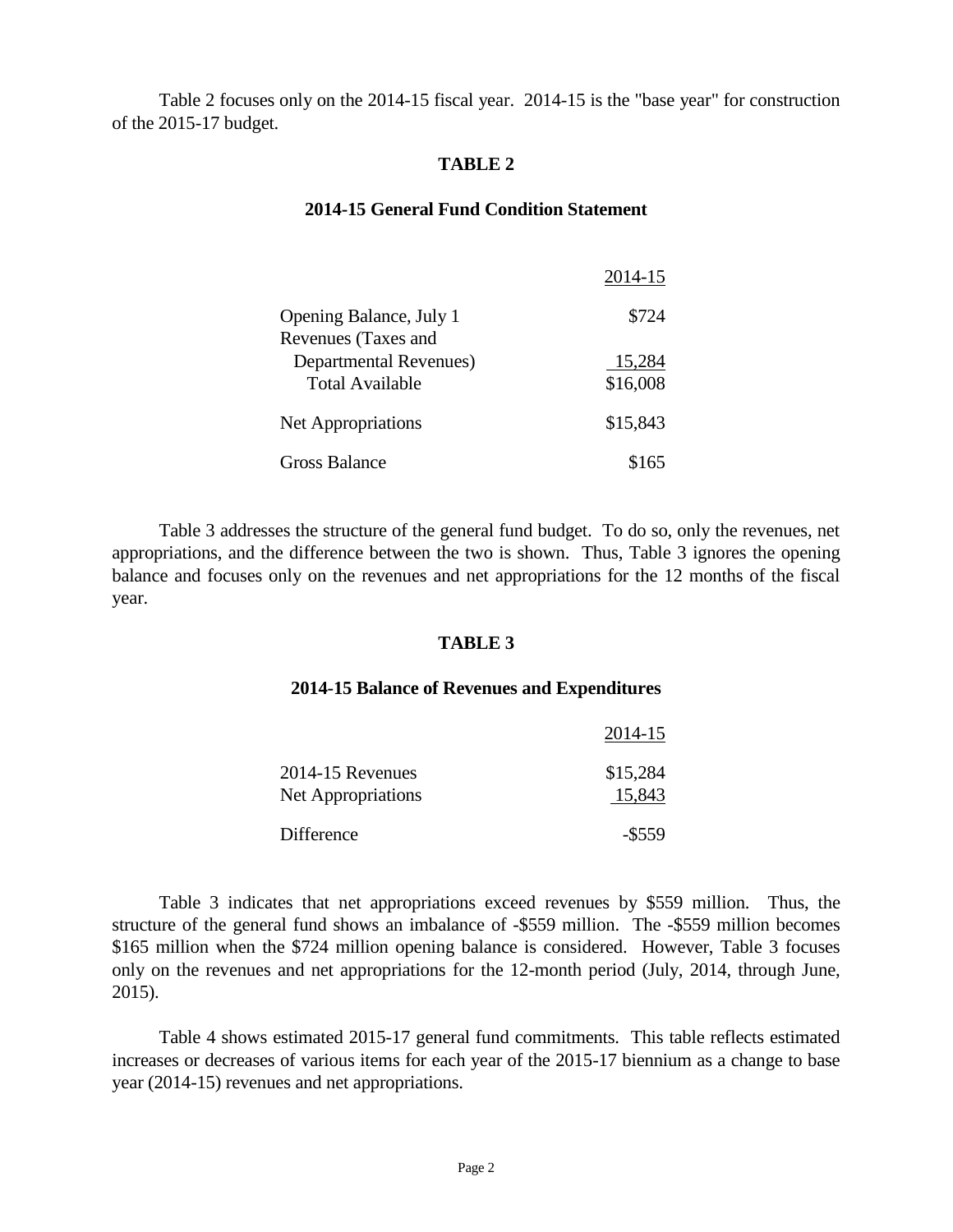Table 2 focuses only on the 2014-15 fiscal year. 2014-15 is the "base year" for construction of the 2015-17 budget.

**TABLE 2**

**2014-15 General Fund Condition Statement**

| | 2014-15 |
|---|---|
| Opening Balance, July 1 | \$724 |
| Revenues (Taxes and Departmental Revenues) | 15,284 |
| Total Available | \$16,008 |
| Net Appropriations | \$15,843 |
| Gross Balance | \$165 |

Table 3 addresses the structure of the general fund budget. To do so, only the revenues, net appropriations, and the difference between the two is shown. Thus, Table 3 ignores the opening balance and focuses only on the revenues and net appropriations for the 12 months of the fiscal year.

**TABLE 3**

**2014-15 Balance of Revenues and Expenditures**

| | 2014-15 |
|---|---|
| 2014-15 Revenues | \$15,284 |
| Net Appropriations | 15,843 |
| Difference | -\$559 |

Table 3 indicates that net appropriations exceed revenues by \$559 million. Thus, the structure of the general fund shows an imbalance of -\$559 million. The -\$559 million becomes \$165 million when the \$724 million opening balance is considered. However, Table 3 focuses only on the revenues and net appropriations for the 12-month period (July, 2014, through June, 2015).

Table 4 shows estimated 2015-17 general fund commitments. This table reflects estimated increases or decreases of various items for each year of the 2015-17 biennium as a change to base year (2014-15) revenues and net appropriations.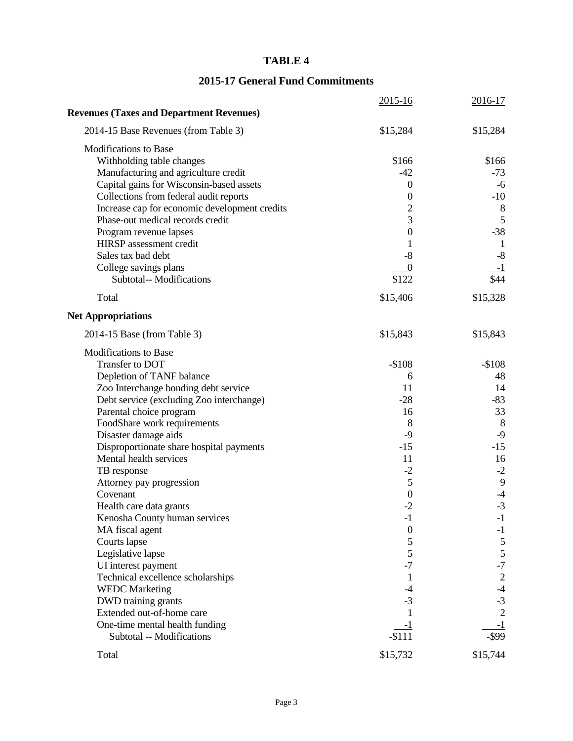# TABLE 4

## 2015-17 General Fund Commitments

| | 2015-16 | 2016-17 |
|---|---|---|
| **Revenues (Taxes and Department Revenues)** | | |
| 2014-15 Base Revenues (from Table 3) | $15,284 | $15,284 |
| Modifications to Base | | |
| Withholding table changes | $166 | $166 |
| Manufacturing and agriculture credit | -42 | -73 |
| Capital gains for Wisconsin-based assets | 0 | -6 |
| Collections from federal audit reports | 0 | -10 |
| Increase cap for economic development credits | 2 | 8 |
| Phase-out medical records credit | 3 | 5 |
| Program revenue lapses | 0 | -38 |
| HIRSP assessment credit | 1 | 1 |
| Sales tax bad debt | -8 | -8 |
| College savings plans | 0 | -1 |
| Subtotal-- Modifications | $122 | $44 |
| Total | $15,406 | $15,328 |
| **Net Appropriations** | | |
| 2014-15 Base (from Table 3) | $15,843 | $15,843 |
| Modifications to Base | | |
| Transfer to DOT | -$108 | -$108 |
| Depletion of TANF balance | 6 | 48 |
| Zoo Interchange bonding debt service | 11 | 14 |
| Debt service (excluding Zoo interchange) | -28 | -83 |
| Parental choice program | 16 | 33 |
| FoodShare work requirements | 8 | 8 |
| Disaster damage aids | -9 | -9 |
| Disproportionate share hospital payments | -15 | -15 |
| Mental health services | 11 | 16 |
| TB response | -2 | -2 |
| Attorney pay progression | 5 | 9 |
| Covenant | 0 | -4 |
| Health care data grants | -2 | -3 |
| Kenosha County human services | -1 | -1 |
| MA fiscal agent | 0 | -1 |
| Courts lapse | 5 | 5 |
| Legislative lapse | 5 | 5 |
| UI interest payment | -7 | -7 |
| Technical excellence scholarships | 1 | 2 |
| WEDC Marketing | -4 | -4 |
| DWD training grants | -3 | -3 |
| Extended out-of-home care | 1 | 2 |
| One-time mental health funding | -1 | -1 |
| Subtotal -- Modifications | -$111 | -$99 |
| Total | $15,732 | $15,744 |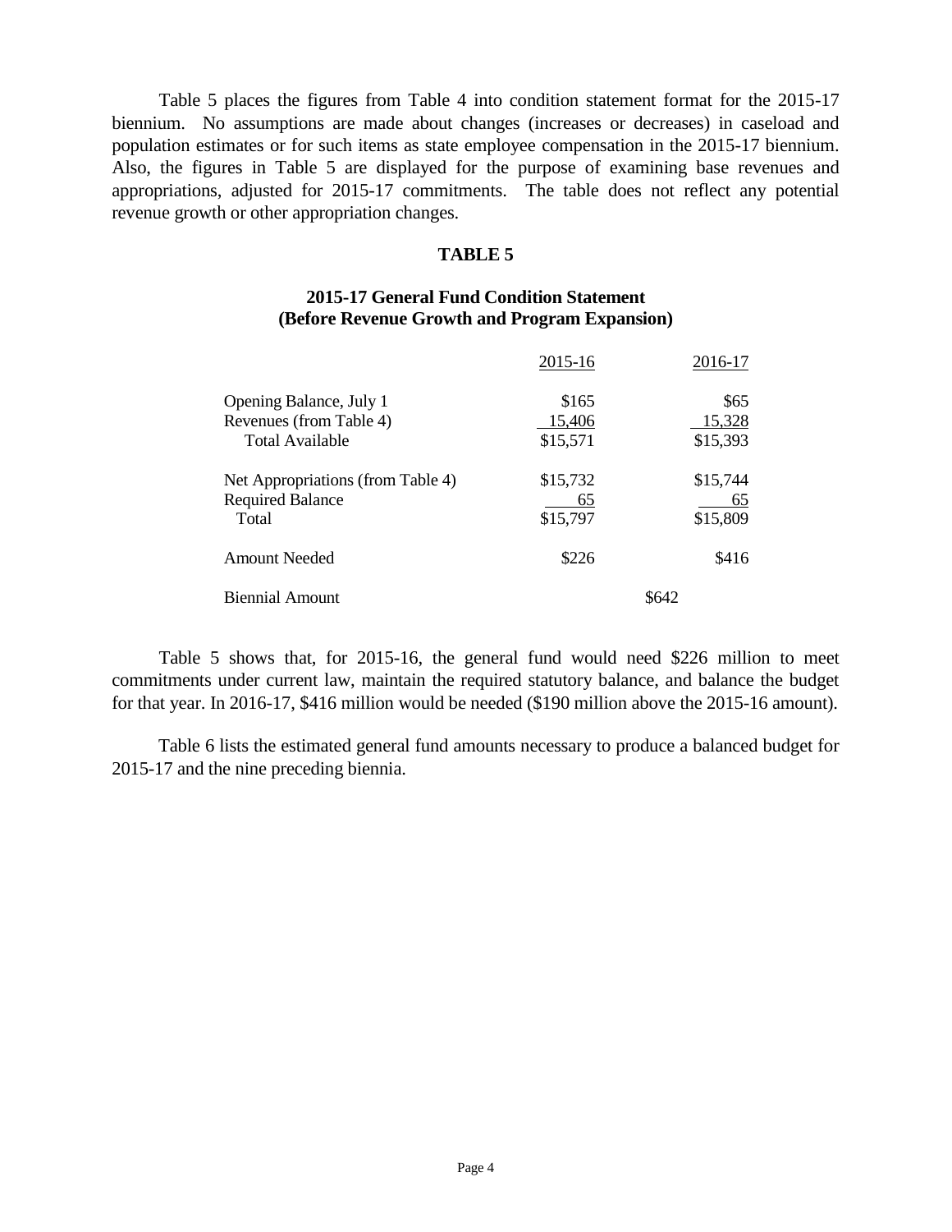Table 5 places the figures from Table 4 into condition statement format for the 2015-17 biennium. No assumptions are made about changes (increases or decreases) in caseload and population estimates or for such items as state employee compensation in the 2015-17 biennium. Also, the figures in Table 5 are displayed for the purpose of examining base revenues and appropriations, adjusted for 2015-17 commitments. The table does not reflect any potential revenue growth or other appropriation changes.

**TABLE 5**

**2015-17 General Fund Condition Statement**
**(Before Revenue Growth and Program Expansion)**

| | 2015-16 | 2016-17 |
|---|---|---|
| Opening Balance, July 1 | $165 | $65 |
| Revenues (from Table 4) | 15,406 | 15,328 |
| Total Available | $15,571 | $15,393 |
| Net Appropriations (from Table 4) | $15,732 | $15,744 |
| Required Balance | 65 | 65 |
| Total | $15,797 | $15,809 |
| Amount Needed | $226 | $416 |
| Biennial Amount | $642 | |

Table 5 shows that, for 2015-16, the general fund would need $226 million to meet commitments under current law, maintain the required statutory balance, and balance the budget for that year. In 2016-17, $416 million would be needed ($190 million above the 2015-16 amount).

Table 6 lists the estimated general fund amounts necessary to produce a balanced budget for 2015-17 and the nine preceding biennia.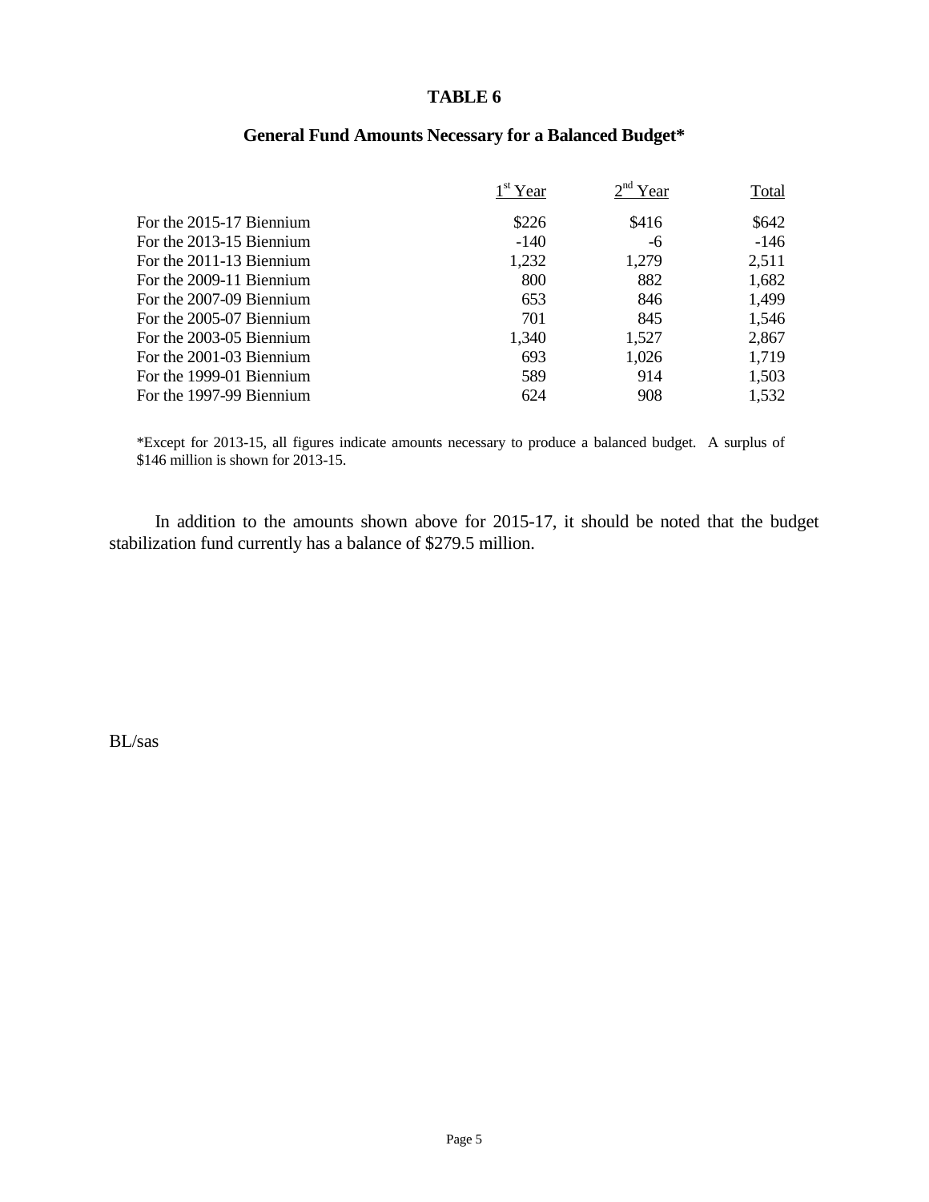# TABLE 6

## General Fund Amounts Necessary for a Balanced Budget*

| | 1st Year | 2nd Year | Total |
|---|---|---|---|
| For the 2015-17 Biennium | $226 | $416 | $642 |
| For the 2013-15 Biennium | -140 | -6 | -146 |
| For the 2011-13 Biennium | 1,232 | 1,279 | 2,511 |
| For the 2009-11 Biennium | 800 | 882 | 1,682 |
| For the 2007-09 Biennium | 653 | 846 | 1,499 |
| For the 2005-07 Biennium | 701 | 845 | 1,546 |
| For the 2003-05 Biennium | 1,340 | 1,527 | 2,867 |
| For the 2001-03 Biennium | 693 | 1,026 | 1,719 |
| For the 1999-01 Biennium | 589 | 914 | 1,503 |
| For the 1997-99 Biennium | 624 | 908 | 1,532 |

*Except for 2013-15, all figures indicate amounts necessary to produce a balanced budget. A surplus of $146 million is shown for 2013-15.

In addition to the amounts shown above for 2015-17, it should be noted that the budget stabilization fund currently has a balance of $279.5 million.

BL/sas